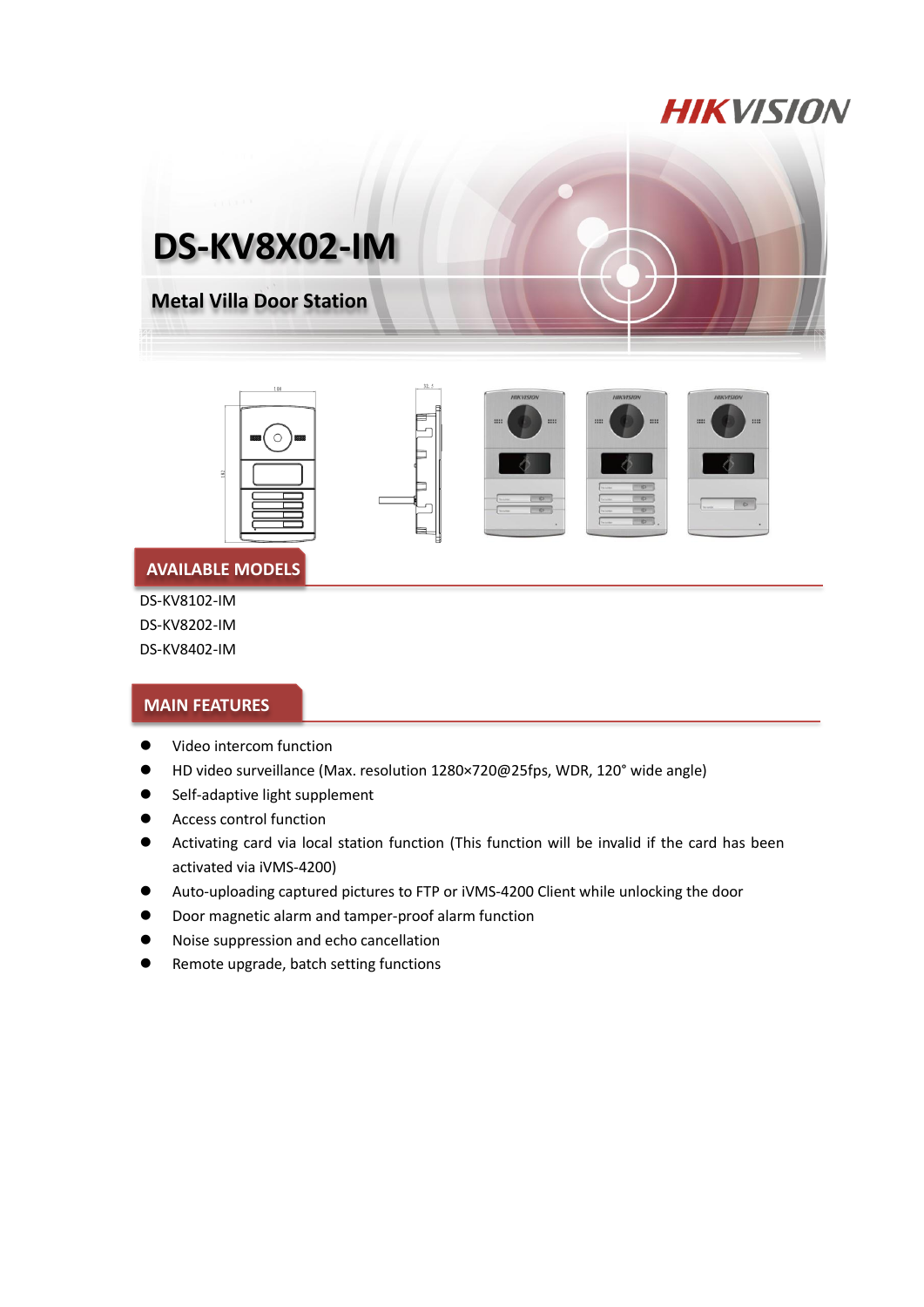# DS-KV8X02-IM

## Metal Villa Door Station

## AVAILABLE MODELS

DS-KV8102-IM
DS-KV8202-IM
DS-KV8402-IM

## MAIN FEATURES

- Video intercom function
- HD video surveillance (Max. resolution 1280×720@25fps, WDR, 120° wide angle)
- Self-adaptive light supplement
- Access control function
- Activating card via local station function (This function will be invalid if the card has been activated via iVMS-4200)
- Auto-uploading captured pictures to FTP or iVMS-4200 Client while unlocking the door
- Door magnetic alarm and tamper-proof alarm function
- Noise suppression and echo cancellation
- Remote upgrade, batch setting functions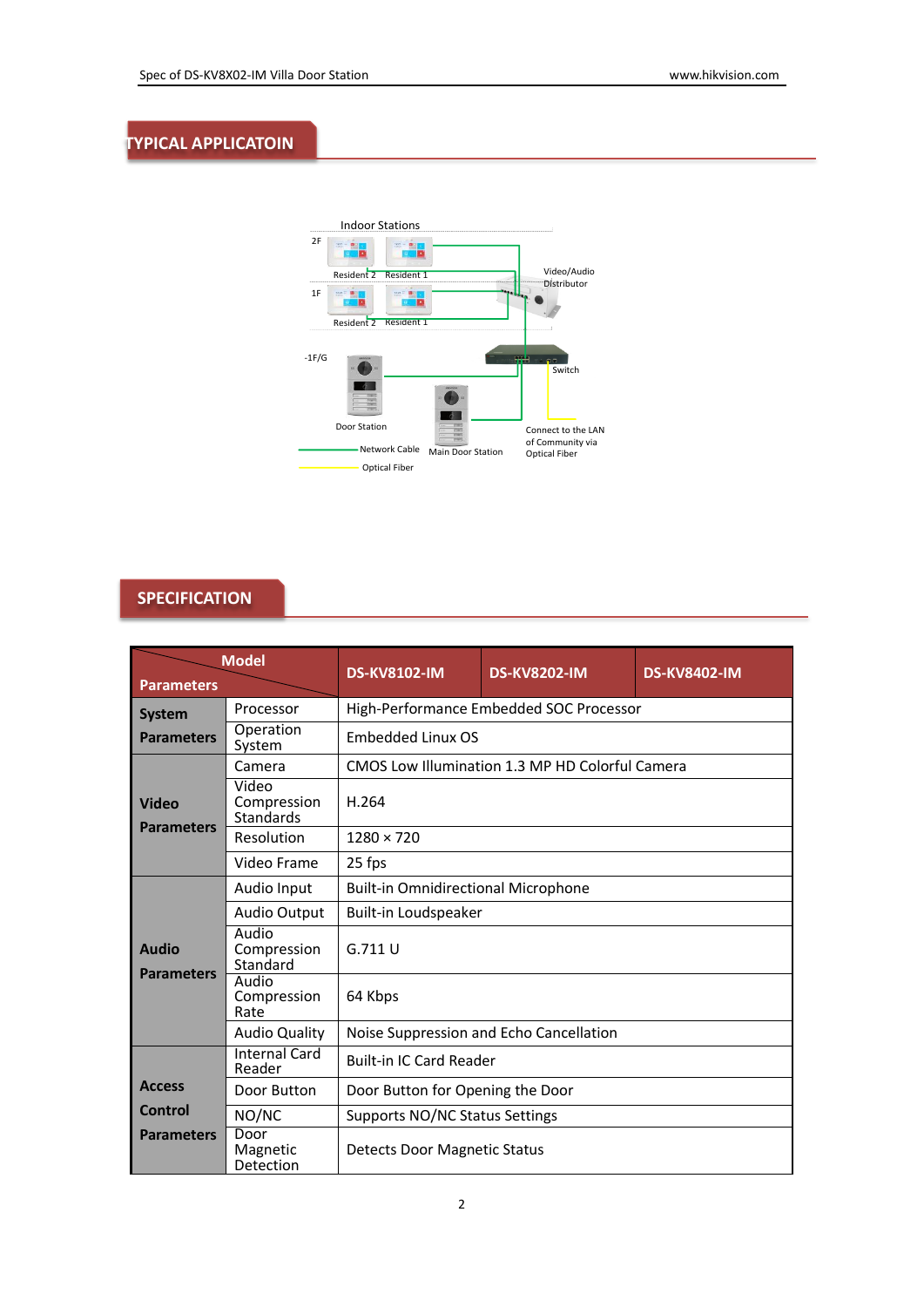## TYPICAL APPLICATOIN

Indoor Stations

2F

Resident 2 Resident 1

1F

Resident 2 Resident 1

Video/Audio Distributor

-1F/G

Switch

Door Station

Main Door Station

Connect to the LAN of Community via Optical Fiber

Network Cable

Optical Fiber

## SPECIFICATION

| Parameters | Model | DS-KV8102-IM | DS-KV8202-IM | DS-KV8402-IM |
|---|---|---|---|---|
| System Parameters | Processor | High-Performance Embedded SOC Processor | | |
| | Operation System | Embedded Linux OS | | |
| Video Parameters | Camera | CMOS Low Illumination 1.3 MP HD Colorful Camera | | |
| | Video Compression Standards | H.264 | | |
| | Resolution | 1280 × 720 | | |
| | Video Frame | 25 fps | | |
| Audio Parameters | Audio Input | Built-in Omnidirectional Microphone | | |
| | Audio Output | Built-in Loudspeaker | | |
| | Audio Compression Standard | G.711 U | | |
| | Audio Compression Rate | 64 Kbps | | |
| | Audio Quality | Noise Suppression and Echo Cancellation | | |
| Access Control Parameters | Internal Card Reader | Built-in IC Card Reader | | |
| | Door Button | Door Button for Opening the Door | | |
| | NO/NC | Supports NO/NC Status Settings | | |
| | Door Magnetic Detection | Detects Door Magnetic Status | | |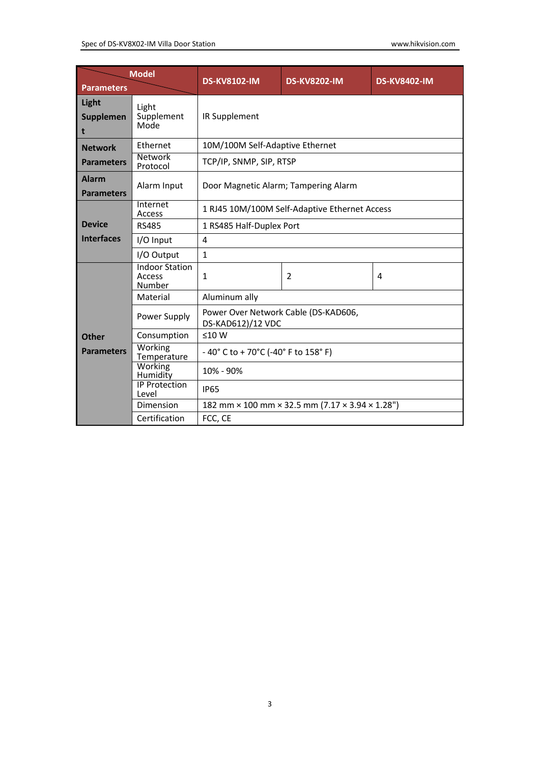| Parameters / Model | | DS-KV8102-IM | DS-KV8202-IM | DS-KV8402-IM |
|---|---|---|---|---|
| **Light Supplement** | Light Supplement Mode | IR Supplement | | |
| **Network Parameters** | Ethernet | 10M/100M Self-Adaptive Ethernet | | |
| | Network Protocol | TCP/IP, SNMP, SIP, RTSP | | |
| **Alarm Parameters** | Alarm Input | Door Magnetic Alarm; Tampering Alarm | | |
| **Device Interfaces** | Internet Access | 1 RJ45 10M/100M Self-Adaptive Ethernet Access | | |
| | RS485 | 1 RS485 Half-Duplex Port | | |
| | I/O Input | 4 | | |
| | I/O Output | 1 | | |
| **Other Parameters** | Indoor Station Access Number | 1 | 2 | 4 |
| | Material | Aluminum ally | | |
| | Power Supply | Power Over Network Cable (DS-KAD606, DS-KAD612)/12 VDC | | |
| | Consumption | ≤10 W | | |
| | Working Temperature | - 40° C to + 70°C (-40° F to 158° F) | | |
| | Working Humidity | 10% - 90% | | |
| | IP Protection Level | IP65 | | |
| | Dimension | 182 mm × 100 mm × 32.5 mm (7.17 × 3.94 × 1.28") | | |
| | Certification | FCC, CE | | |